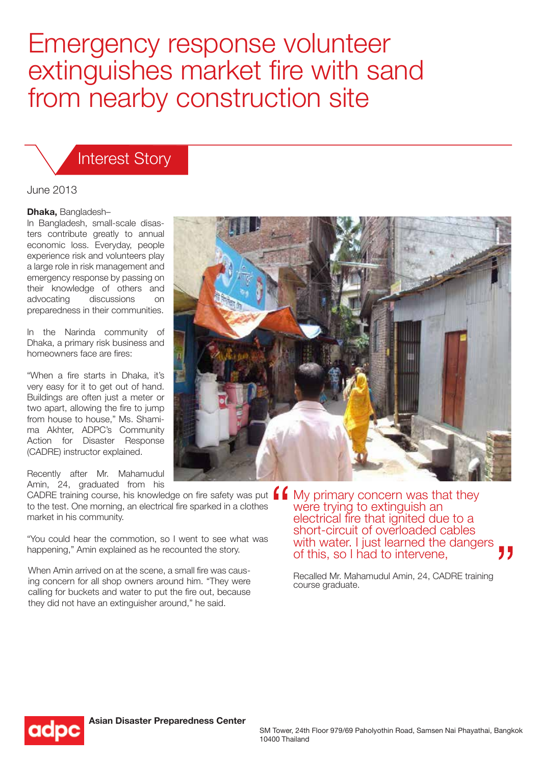# Emergency response volunteer extinguishes market fire with sand from nearby construction site

## Interest Story

June 2013

**Dhaka,** Bangladesh–

In Bangladesh, small-scale disasters contribute greatly to annual economic loss. Everyday, people experience risk and volunteers play a large role in risk management and emergency response by passing on their knowledge of others and advocating discussions on preparedness in their communities.

In the Narinda community of Dhaka, a primary risk business and homeowners face are fires:

"When a fire starts in Dhaka, it's very easy for it to get out of hand. Buildings are often just a meter or two apart, allowing the fire to jump from house to house," Ms. Shamima Akhter, ADPC's Community Action for Disaster Response (CADRE) instructor explained.

Recently after Mr. Mahamudul Amin, 24, graduated from his CADRE training course, his knowledge on fire safety was put to the test. One morning, an electrical fire sparked in a clothes market in his community.

"You could hear the commotion, so I went to see what was happening," Amin explained as he recounted the story.

When Amin arrived on at the scene, a small fire was causing concern for all shop owners around him. "They were calling for buckets and water to put the fire out, because they did not have an extinguisher around," he said.

> "My primary concern was that they were trying to extinguish an electrical fire that ignited due to a short-circuit of overloaded cables with water. I just learned the dangers of this, so I had to intervene,"
>
> Recalled Mr. Mahamudul Amin, 24, CADRE training course graduate.

**Asian Disaster Preparedness Center**

SM Tower, 24th Floor 979/69 Paholyothin Road, Samsen Nai Phayathai, Bangkok 10400 Thailand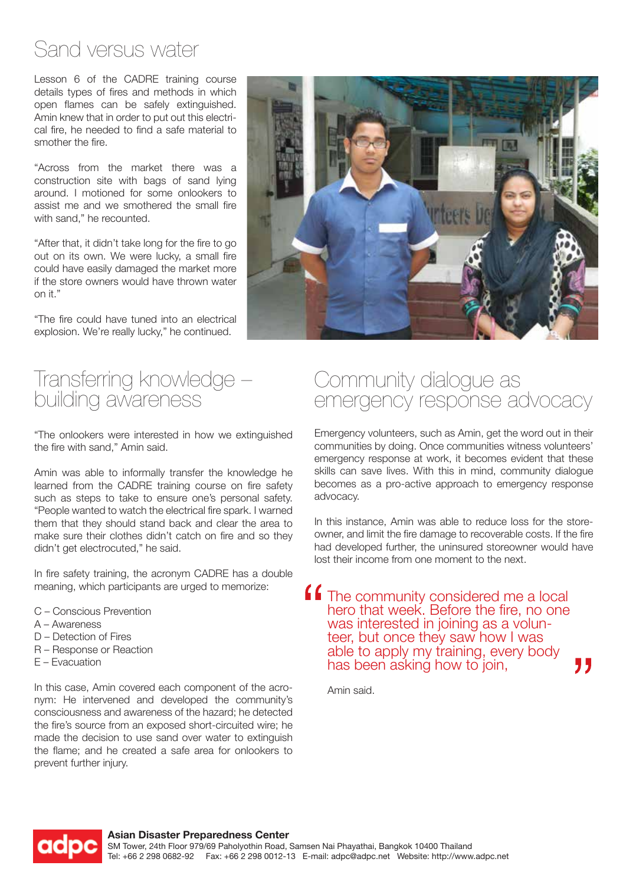## Sand versus water

Lesson 6 of the CADRE training course details types of fires and methods in which open flames can be safely extinguished. Amin knew that in order to put out this electrical fire, he needed to find a safe material to smother the fire.

"Across from the market there was a construction site with bags of sand lying around. I motioned for some onlookers to assist me and we smothered the small fire with sand," he recounted.

"After that, it didn't take long for the fire to go out on its own. We were lucky, a small fire could have easily damaged the market more if the store owners would have thrown water on it."

"The fire could have tuned into an electrical explosion. We're really lucky," he continued.

## Transferring knowledge – building awareness

"The onlookers were interested in how we extinguished the fire with sand," Amin said.

Amin was able to informally transfer the knowledge he learned from the CADRE training course on fire safety such as steps to take to ensure one's personal safety. "People wanted to watch the electrical fire spark. I warned them that they should stand back and clear the area to make sure their clothes didn't catch on fire and so they didn't get electrocuted," he said.

In fire safety training, the acronym CADRE has a double meaning, which participants are urged to memorize:

C – Conscious Prevention
A – Awareness
D – Detection of Fires
R – Response or Reaction
E – Evacuation

In this case, Amin covered each component of the acronym: He intervened and developed the community's consciousness and awareness of the hazard; he detected the fire's source from an exposed short-circuited wire; he made the decision to use sand over water to extinguish the flame; and he created a safe area for onlookers to prevent further injury.

## Community dialogue as emergency response advocacy

Emergency volunteers, such as Amin, get the word out in their communities by doing. Once communities witness volunteers' emergency response at work, it becomes evident that these skills can save lives. With this in mind, community dialogue becomes as a pro-active approach to emergency response advocacy.

In this instance, Amin was able to reduce loss for the storeowner, and limit the fire damage to recoverable costs. If the fire had developed further, the uninsured storeowner would have lost their income from one moment to the next.

> "The community considered me a local hero that week. Before the fire, no one was interested in joining as a volunteer, but once they saw how I was able to apply my training, every body has been asking how to join,"
>
> Amin said.

**Asian Disaster Preparedness Center**
SM Tower, 24th Floor 979/69 Paholyothin Road, Samsen Nai Phayathai, Bangkok 10400 Thailand
Tel: +66 2 298 0682-92 Fax: +66 2 298 0012-13 E-mail: adpc@adpc.net Website: http://www.adpc.net